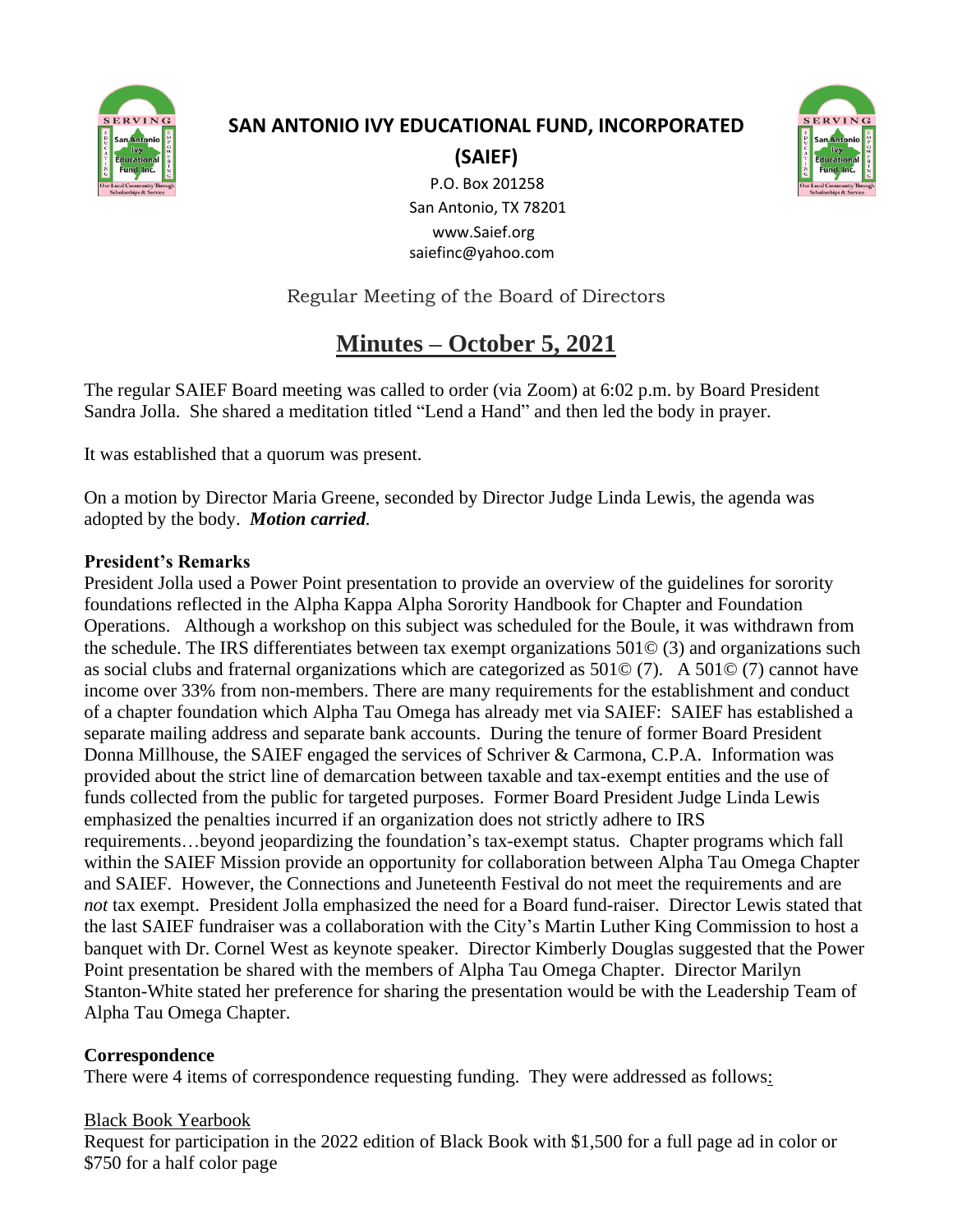# SAN ANTONIO IVY EDUCATIONAL FUND, INCORPORATED

## (SAIEF)

P.O. Box 201258
San Antonio, TX 78201
www.Saief.org
saiefinc@yahoo.com

Regular Meeting of the Board of Directors

## Minutes – October 5, 2021

The regular SAIEF Board meeting was called to order (via Zoom) at 6:02 p.m. by Board President Sandra Jolla. She shared a meditation titled "Lend a Hand" and then led the body in prayer.

It was established that a quorum was present.

On a motion by Director Maria Greene, seconded by Director Judge Linda Lewis, the agenda was adopted by the body. ***Motion carried***.

**President's Remarks**

President Jolla used a Power Point presentation to provide an overview of the guidelines for sorority foundations reflected in the Alpha Kappa Alpha Sorority Handbook for Chapter and Foundation Operations. Although a workshop on this subject was scheduled for the Boule, it was withdrawn from the schedule. The IRS differentiates between tax exempt organizations 501© (3) and organizations such as social clubs and fraternal organizations which are categorized as 501© (7). A 501© (7) cannot have income over 33% from non-members. There are many requirements for the establishment and conduct of a chapter foundation which Alpha Tau Omega has already met via SAIEF: SAIEF has established a separate mailing address and separate bank accounts. During the tenure of former Board President Donna Millhouse, the SAIEF engaged the services of Schriver & Carmona, C.P.A. Information was provided about the strict line of demarcation between taxable and tax-exempt entities and the use of funds collected from the public for targeted purposes. Former Board President Judge Linda Lewis emphasized the penalties incurred if an organization does not strictly adhere to IRS requirements…beyond jeopardizing the foundation's tax-exempt status. Chapter programs which fall within the SAIEF Mission provide an opportunity for collaboration between Alpha Tau Omega Chapter and SAIEF. However, the Connections and Juneteenth Festival do not meet the requirements and are *not* tax exempt. President Jolla emphasized the need for a Board fund-raiser. Director Lewis stated that the last SAIEF fundraiser was a collaboration with the City's Martin Luther King Commission to host a banquet with Dr. Cornel West as keynote speaker. Director Kimberly Douglas suggested that the Power Point presentation be shared with the members of Alpha Tau Omega Chapter. Director Marilyn Stanton-White stated her preference for sharing the presentation would be with the Leadership Team of Alpha Tau Omega Chapter.

**Correspondence**

There were 4 items of correspondence requesting funding. They were addressed as follows:

Black Book Yearbook

Request for participation in the 2022 edition of Black Book with $1,500 for a full page ad in color or $750 for a half color page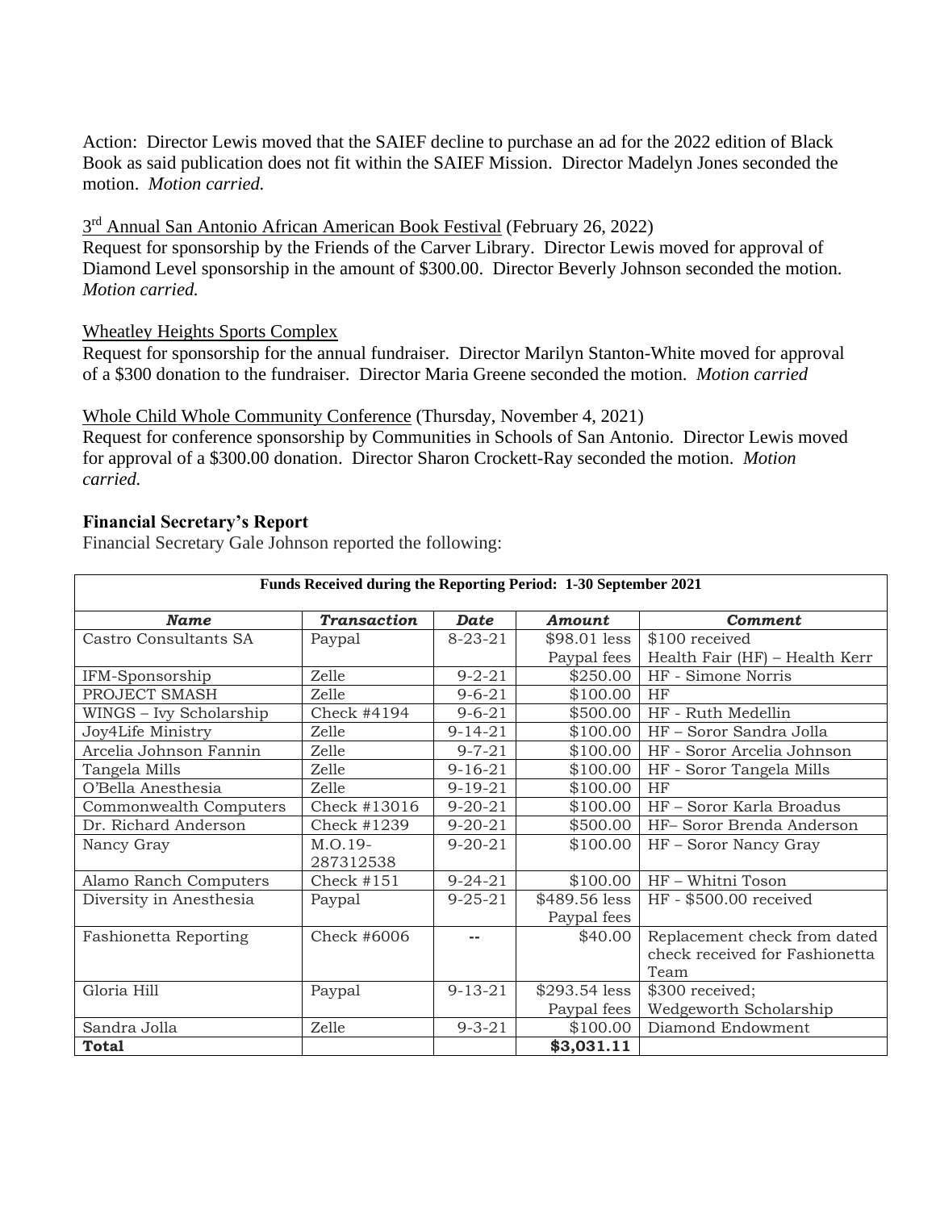Action: Director Lewis moved that the SAIEF decline to purchase an ad for the 2022 edition of Black Book as said publication does not fit within the SAIEF Mission. Director Madelyn Jones seconded the motion. *Motion carried.*

3rd Annual San Antonio African American Book Festival (February 26, 2022)
Request for sponsorship by the Friends of the Carver Library. Director Lewis moved for approval of Diamond Level sponsorship in the amount of $300.00. Director Beverly Johnson seconded the motion. *Motion carried.*

Wheatley Heights Sports Complex
Request for sponsorship for the annual fundraiser. Director Marilyn Stanton-White moved for approval of a $300 donation to the fundraiser. Director Maria Greene seconded the motion. *Motion carried*

Whole Child Whole Community Conference (Thursday, November 4, 2021)
Request for conference sponsorship by Communities in Schools of San Antonio. Director Lewis moved for approval of a $300.00 donation. Director Sharon Crockett-Ray seconded the motion. *Motion carried.*

**Financial Secretary's Report**

Financial Secretary Gale Johnson reported the following:

| Funds Received during the Reporting Period: 1-30 September 2021 | | | | |
|---|---|---|---|---|
| ***Name*** | ***Transaction*** | ***Date*** | ***Amount*** | ***Comment*** |
| Castro Consultants SA | Paypal | 8-23-21 | $98.01 less Paypal fees | $100 received Health Fair (HF) – Health Kerr |
| IFM-Sponsorship | Zelle | 9-2-21 | $250.00 | HF - Simone Norris |
| PROJECT SMASH | Zelle | 9-6-21 | $100.00 | HF |
| WINGS – Ivy Scholarship | Check #4194 | 9-6-21 | $500.00 | HF - Ruth Medellin |
| Joy4Life Ministry | Zelle | 9-14-21 | $100.00 | HF – Soror Sandra Jolla |
| Arcelia Johnson Fannin | Zelle | 9-7-21 | $100.00 | HF - Soror Arcelia Johnson |
| Tangela Mills | Zelle | 9-16-21 | $100.00 | HF - Soror Tangela Mills |
| O'Bella Anesthesia | Zelle | 9-19-21 | $100.00 | HF |
| Commonwealth Computers | Check #13016 | 9-20-21 | $100.00 | HF – Soror Karla Broadus |
| Dr. Richard Anderson | Check #1239 | 9-20-21 | $500.00 | HF– Soror Brenda Anderson |
| Nancy Gray | M.O.19-287312538 | 9-20-21 | $100.00 | HF – Soror Nancy Gray |
| Alamo Ranch Computers | Check #151 | 9-24-21 | $100.00 | HF – Whitni Toson |
| Diversity in Anesthesia | Paypal | 9-25-21 | $489.56 less Paypal fees | HF - $500.00 received |
| Fashionetta Reporting | Check #6006 | -- | $40.00 | Replacement check from dated check received for Fashionetta Team |
| Gloria Hill | Paypal | 9-13-21 | $293.54 less Paypal fees | $300 received; Wedgeworth Scholarship |
| Sandra Jolla | Zelle | 9-3-21 | $100.00 | Diamond Endowment |
| **Total** | | | **$3,031.11** | |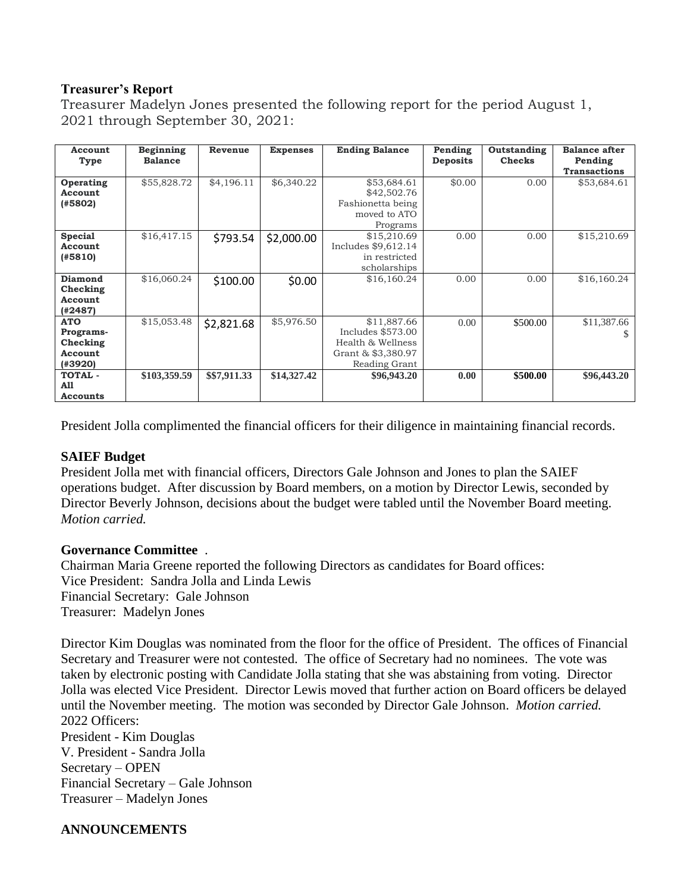**Treasurer's Report**

Treasurer Madelyn Jones presented the following report for the period August 1, 2021 through September 30, 2021:

| Account Type | Beginning Balance | Revenue | Expenses | Ending Balance | Pending Deposits | Outstanding Checks | Balance after Pending Transactions |
|---|---|---|---|---|---|---|---|
| **Operating Account (#5802)** | $55,828.72 | $4,196.11 | $6,340.22 | $53,684.61 $42,502.76 Fashionetta being moved to ATO Programs | $0.00 | 0.00 | $53,684.61 |
| **Special Account (#5810)** | $16,417.15 | $793.54 | $2,000.00 | $15,210.69 Includes $9,612.14 in restricted scholarships | 0.00 | 0.00 | $15,210.69 |
| **Diamond Checking Account (#2487)** | $16,060.24 | $100.00 | $0.00 | $16,160.24 | 0.00 | 0.00 | $16,160.24 |
| **ATO Programs-Checking Account (#3920)** | $15,053.48 | $2,821.68 | $5,976.50 | $11,887.66 Includes $573.00 Health & Wellness Grant & $3,380.97 Reading Grant | 0.00 | $500.00 | $11,387.66 $ |
| **TOTAL - All Accounts** | **$103,359.59** | **$$7,911.33** | **$14,327.42** | **$96,943.20** | **0.00** | **$500.00** | **$96,443.20** |

President Jolla complimented the financial officers for their diligence in maintaining financial records.

**SAIEF Budget**

President Jolla met with financial officers, Directors Gale Johnson and Jones to plan the SAIEF operations budget. After discussion by Board members, on a motion by Director Lewis, seconded by Director Beverly Johnson, decisions about the budget were tabled until the November Board meeting. *Motion carried.*

**Governance Committee** .

Chairman Maria Greene reported the following Directors as candidates for Board offices:
Vice President: Sandra Jolla and Linda Lewis
Financial Secretary: Gale Johnson
Treasurer: Madelyn Jones

Director Kim Douglas was nominated from the floor for the office of President. The offices of Financial Secretary and Treasurer were not contested. The office of Secretary had no nominees. The vote was taken by electronic posting with Candidate Jolla stating that she was abstaining from voting. Director Jolla was elected Vice President. Director Lewis moved that further action on Board officers be delayed until the November meeting. The motion was seconded by Director Gale Johnson. *Motion carried.*
2022 Officers:
President - Kim Douglas
V. President - Sandra Jolla
Secretary – OPEN
Financial Secretary – Gale Johnson
Treasurer – Madelyn Jones

**ANNOUNCEMENTS**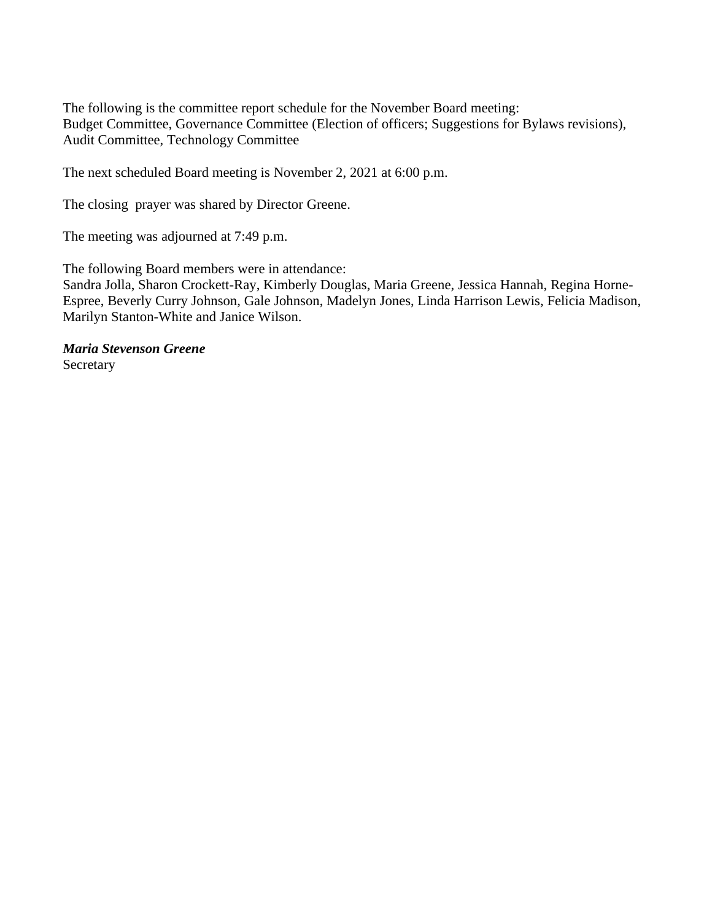The following is the committee report schedule for the November Board meeting:
Budget Committee, Governance Committee (Election of officers; Suggestions for Bylaws revisions), Audit Committee, Technology Committee

The next scheduled Board meeting is November 2, 2021 at 6:00 p.m.

The closing prayer was shared by Director Greene.

The meeting was adjourned at 7:49 p.m.

The following Board members were in attendance:
Sandra Jolla, Sharon Crockett-Ray, Kimberly Douglas, Maria Greene, Jessica Hannah, Regina Horne-Espree, Beverly Curry Johnson, Gale Johnson, Madelyn Jones, Linda Harrison Lewis, Felicia Madison, Marilyn Stanton-White and Janice Wilson.

***Maria Stevenson Greene***
Secretary